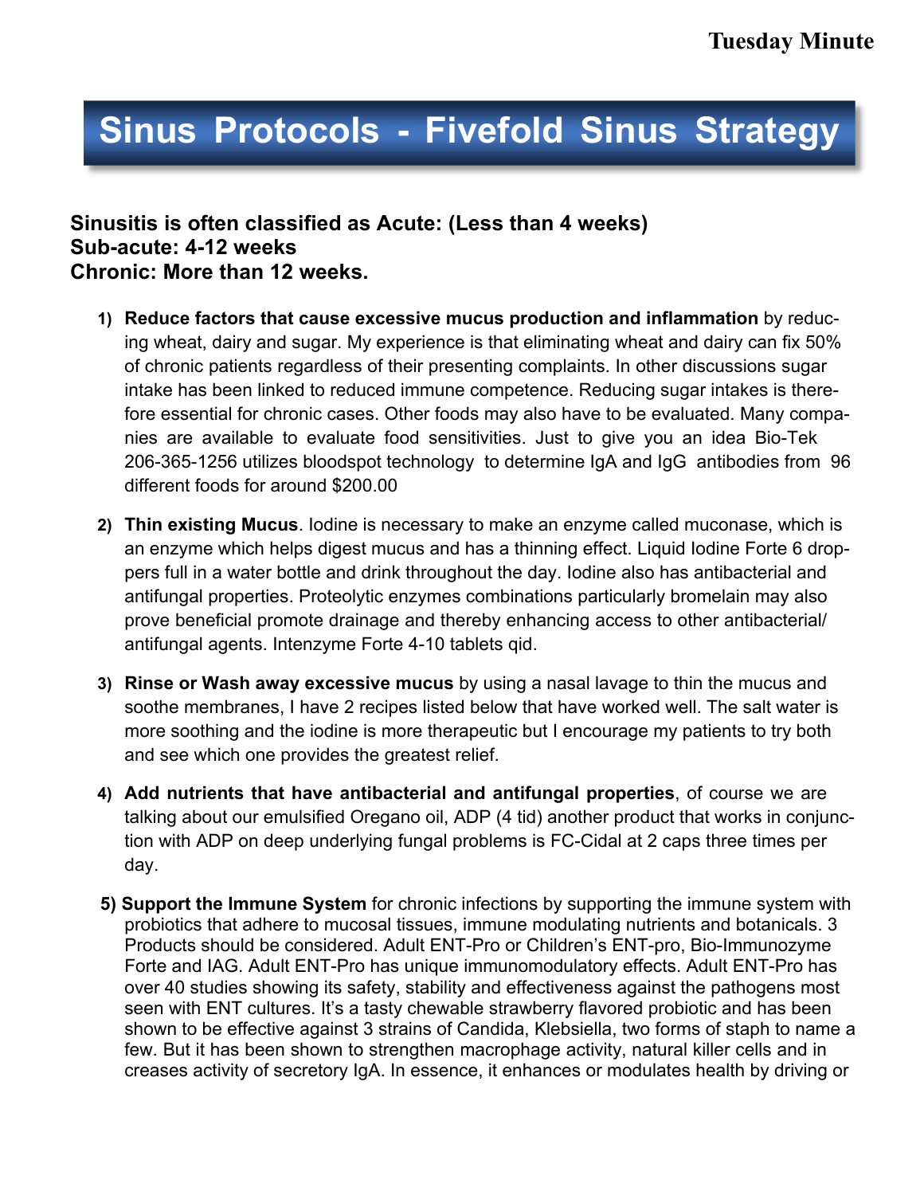# Sinus Protocols - Fivefold Sinus Strategy

**Sinusitis is often classified as Acute: (Less than 4 weeks)**
**Sub-acute: 4-12 weeks**
**Chronic: More than 12 weeks.**

1) **Reduce factors that cause excessive mucus production and inflammation** by reducing wheat, dairy and sugar. My experience is that eliminating wheat and dairy can fix 50% of chronic patients regardless of their presenting complaints. In other discussions sugar intake has been linked to reduced immune competence. Reducing sugar intakes is therefore essential for chronic cases. Other foods may also have to be evaluated. Many companies are available to evaluate food sensitivities. Just to give you an idea Bio-Tek 206-365-1256 utilizes bloodspot technology to determine IgA and IgG antibodies from 96 different foods for around $200.00

2) **Thin existing Mucus**. Iodine is necessary to make an enzyme called muconase, which is an enzyme which helps digest mucus and has a thinning effect. Liquid Iodine Forte 6 droppers full in a water bottle and drink throughout the day. Iodine also has antibacterial and antifungal properties. Proteolytic enzymes combinations particularly bromelain may also prove beneficial promote drainage and thereby enhancing access to other antibacterial/antifungal agents. Intenzyme Forte 4-10 tablets qid.

3) **Rinse or Wash away excessive mucus** by using a nasal lavage to thin the mucus and soothe membranes, I have 2 recipes listed below that have worked well. The salt water is more soothing and the iodine is more therapeutic but I encourage my patients to try both and see which one provides the greatest relief.

4) **Add nutrients that have antibacterial and antifungal properties**, of course we are talking about our emulsified Oregano oil, ADP (4 tid) another product that works in conjunction with ADP on deep underlying fungal problems is FC-Cidal at 2 caps three times per day.

5) **Support the Immune System** for chronic infections by supporting the immune system with probiotics that adhere to mucosal tissues, immune modulating nutrients and botanicals. 3 Products should be considered. Adult ENT-Pro or Children's ENT-pro, Bio-Immunozyme Forte and IAG. Adult ENT-Pro has unique immunomodulatory effects. Adult ENT-Pro has over 40 studies showing its safety, stability and effectiveness against the pathogens most seen with ENT cultures. It's a tasty chewable strawberry flavored probiotic and has been shown to be effective against 3 strains of Candida, Klebsiella, two forms of staph to name a few. But it has been shown to strengthen macrophage activity, natural killer cells and increases activity of secretory IgA. In essence, it enhances or modulates health by driving or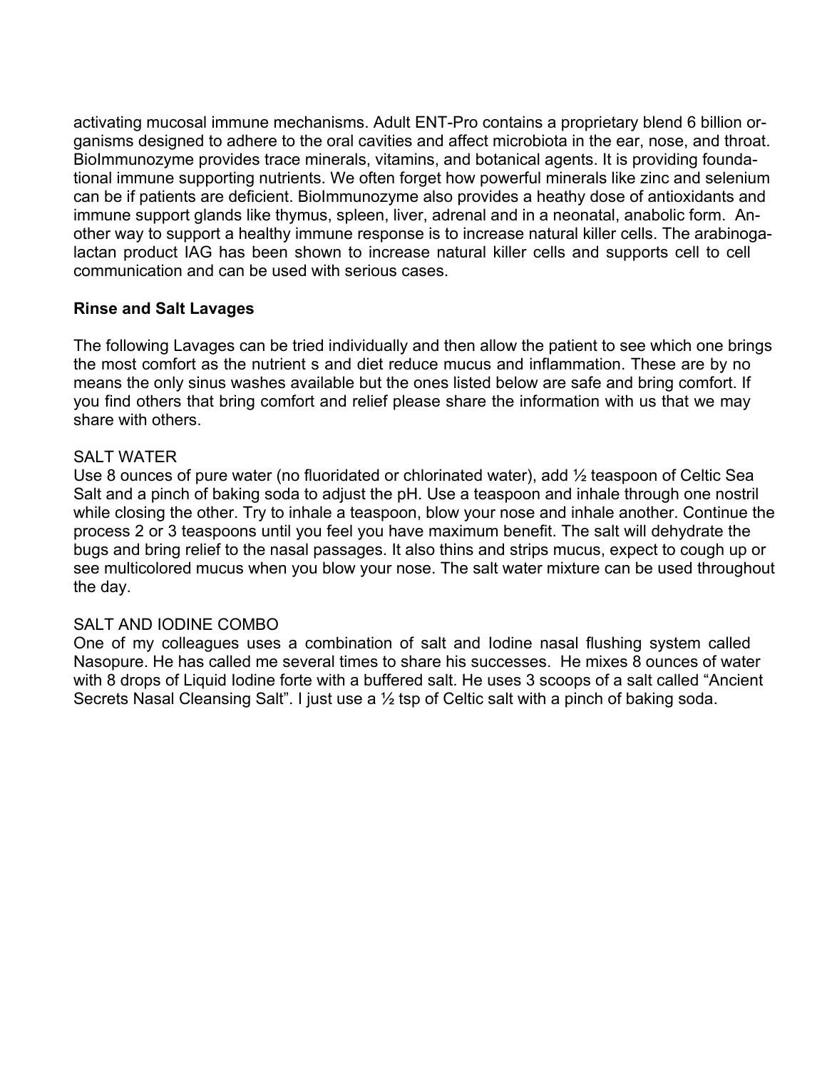activating mucosal immune mechanisms. Adult ENT-Pro contains a proprietary blend 6 billion organisms designed to adhere to the oral cavities and affect microbiota in the ear, nose, and throat. BioImmunozyme provides trace minerals, vitamins, and botanical agents. It is providing foundational immune supporting nutrients. We often forget how powerful minerals like zinc and selenium can be if patients are deficient. BioImmunozyme also provides a heathy dose of antioxidants and immune support glands like thymus, spleen, liver, adrenal and in a neonatal, anabolic form. Another way to support a healthy immune response is to increase natural killer cells. The arabinogalactan product IAG has been shown to increase natural killer cells and supports cell to cell communication and can be used with serious cases.

**Rinse and Salt Lavages**

The following Lavages can be tried individually and then allow the patient to see which one brings the most comfort as the nutrient s and diet reduce mucus and inflammation. These are by no means the only sinus washes available but the ones listed below are safe and bring comfort. If you find others that bring comfort and relief please share the information with us that we may share with others.

SALT WATER

Use 8 ounces of pure water (no fluoridated or chlorinated water), add ½ teaspoon of Celtic Sea Salt and a pinch of baking soda to adjust the pH. Use a teaspoon and inhale through one nostril while closing the other. Try to inhale a teaspoon, blow your nose and inhale another. Continue the process 2 or 3 teaspoons until you feel you have maximum benefit. The salt will dehydrate the bugs and bring relief to the nasal passages. It also thins and strips mucus, expect to cough up or see multicolored mucus when you blow your nose. The salt water mixture can be used throughout the day.

SALT AND IODINE COMBO

One of my colleagues uses a combination of salt and Iodine nasal flushing system called Nasopure. He has called me several times to share his successes. He mixes 8 ounces of water with 8 drops of Liquid Iodine forte with a buffered salt. He uses 3 scoops of a salt called "Ancient Secrets Nasal Cleansing Salt". I just use a ½ tsp of Celtic salt with a pinch of baking soda.